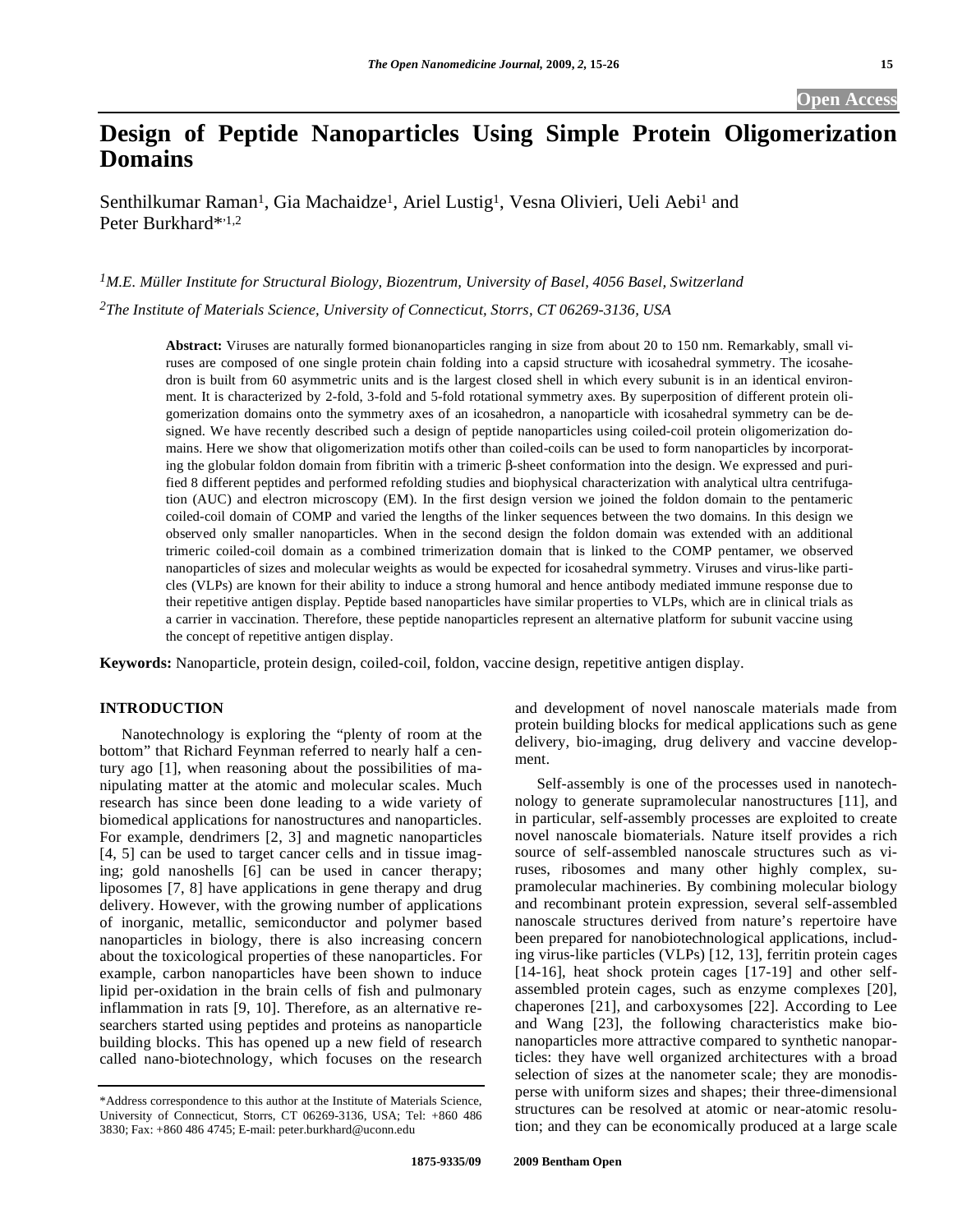Open Access

# Design of Peptide Nanoparticles Using Simple Protein Oligomerization Domains

Senthilkumar Raman[1], Gia Machaidze[1], Ariel Lustig[1], Vesna Olivieri, Ueli Aebi[1] and Peter Burkhard*[,1,2]

*[1]M.E. Müller Institute for Structural Biology, Biozentrum, University of Basel, 4056 Basel, Switzerland*

*[2]The Institute of Materials Science, University of Connecticut, Storrs, CT 06269-3136, USA*

**Abstract:** Viruses are naturally formed bionanoparticles ranging in size from about 20 to 150 nm. Remarkably, small viruses are composed of one single protein chain folding into a capsid structure with icosahedral symmetry. The icosahedron is built from 60 asymmetric units and is the largest closed shell in which every subunit is in an identical environment. It is characterized by 2-fold, 3-fold and 5-fold rotational symmetry axes. By superposition of different protein oligomerization domains onto the symmetry axes of an icosahedron, a nanoparticle with icosahedral symmetry can be designed. We have recently described such a design of peptide nanoparticles using coiled-coil protein oligomerization domains. Here we show that oligomerization motifs other than coiled-coils can be used to form nanoparticles by incorporating the globular foldon domain from fibritin with a trimeric β-sheet conformation into the design. We expressed and purified 8 different peptides and performed refolding studies and biophysical characterization with analytical ultra centrifugation (AUC) and electron microscopy (EM). In the first design version we joined the foldon domain to the pentameric coiled-coil domain of COMP and varied the lengths of the linker sequences between the two domains. In this design we observed only smaller nanoparticles. When in the second design the foldon domain was extended with an additional trimeric coiled-coil domain as a combined trimerization domain that is linked to the COMP pentamer, we observed nanoparticles of sizes and molecular weights as would be expected for icosahedral symmetry. Viruses and virus-like particles (VLPs) are known for their ability to induce a strong humoral and hence antibody mediated immune response due to their repetitive antigen display. Peptide based nanoparticles have similar properties to VLPs, which are in clinical trials as a carrier in vaccination. Therefore, these peptide nanoparticles represent an alternative platform for subunit vaccine using the concept of repetitive antigen display.

**Keywords:** Nanoparticle, protein design, coiled-coil, foldon, vaccine design, repetitive antigen display.

## INTRODUCTION

Nanotechnology is exploring the "plenty of room at the bottom" that Richard Feynman referred to nearly half a century ago [1], when reasoning about the possibilities of manipulating matter at the atomic and molecular scales. Much research has since been done leading to a wide variety of biomedical applications for nanostructures and nanoparticles. For example, dendrimers [2, 3] and magnetic nanoparticles [4, 5] can be used to target cancer cells and in tissue imaging; gold nanoshells [6] can be used in cancer therapy; liposomes [7, 8] have applications in gene therapy and drug delivery. However, with the growing number of applications of inorganic, metallic, semiconductor and polymer based nanoparticles in biology, there is also increasing concern about the toxicological properties of these nanoparticles. For example, carbon nanoparticles have been shown to induce lipid per-oxidation in the brain cells of fish and pulmonary inflammation in rats [9, 10]. Therefore, as an alternative researchers started using peptides and proteins as nanoparticle building blocks. This has opened up a new field of research called nano-biotechnology, which focuses on the research and development of novel nanoscale materials made from protein building blocks for medical applications such as gene delivery, bio-imaging, drug delivery and vaccine development.

Self-assembly is one of the processes used in nanotechnology to generate supramolecular nanostructures [11], and in particular, self-assembly processes are exploited to create novel nanoscale biomaterials. Nature itself provides a rich source of self-assembled nanoscale structures such as viruses, ribosomes and many other highly complex, supramolecular machineries. By combining molecular biology and recombinant protein expression, several self-assembled nanoscale structures derived from nature's repertoire have been prepared for nanobiotechnological applications, including virus-like particles (VLPs) [12, 13], ferritin protein cages [14-16], heat shock protein cages [17-19] and other self-assembled protein cages, such as enzyme complexes [20], chaperones [21], and carboxysomes [22]. According to Lee and Wang [23], the following characteristics make bionanoparticles more attractive compared to synthetic nanoparticles: they have well organized architectures with a broad selection of sizes at the nanometer scale; they are monodisperse with uniform sizes and shapes; their three-dimensional structures can be resolved at atomic or near-atomic resolution; and they can be economically produced at a large scale

*Address correspondence to this author at the Institute of Materials Science, University of Connecticut, Storrs, CT 06269-3136, USA; Tel: +860 486 3830; Fax: +860 486 4745; E-mail: peter.burkhard@uconn.edu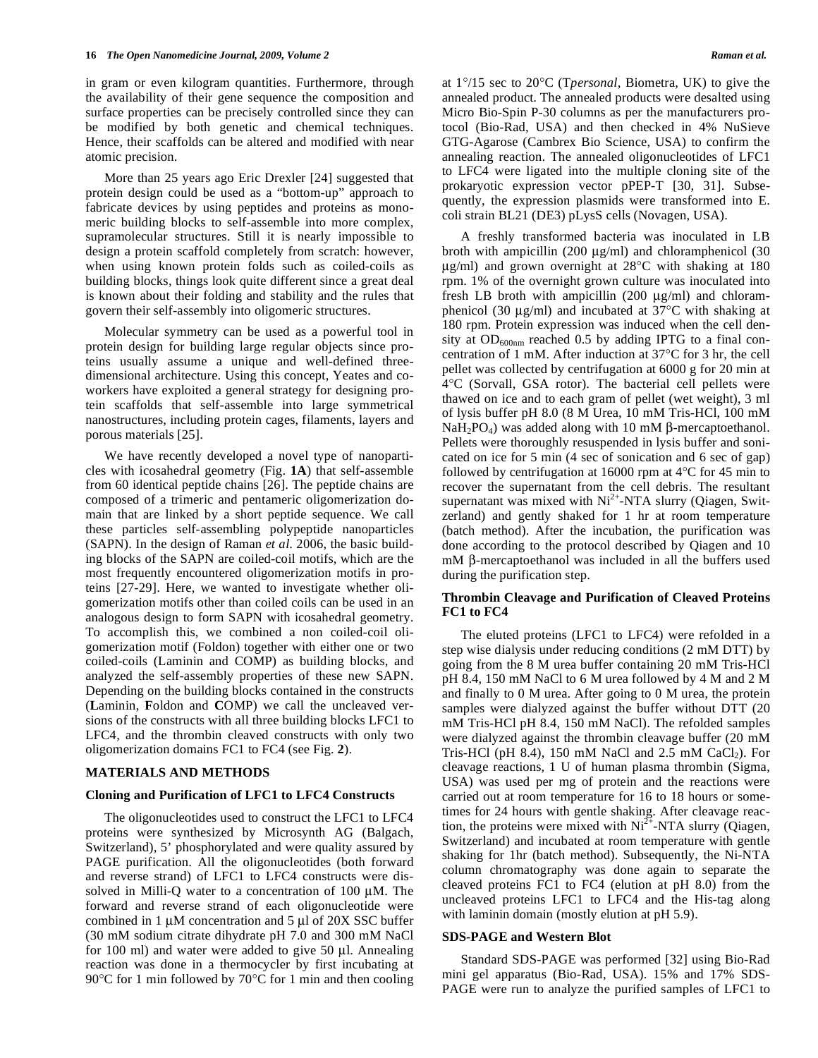in gram or even kilogram quantities. Furthermore, through the availability of their gene sequence the composition and surface properties can be precisely controlled since they can be modified by both genetic and chemical techniques. Hence, their scaffolds can be altered and modified with near atomic precision.

More than 25 years ago Eric Drexler [24] suggested that protein design could be used as a "bottom-up" approach to fabricate devices by using peptides and proteins as monomeric building blocks to self-assemble into more complex, supramolecular structures. Still it is nearly impossible to design a protein scaffold completely from scratch: however, when using known protein folds such as coiled-coils as building blocks, things look quite different since a great deal is known about their folding and stability and the rules that govern their self-assembly into oligomeric structures.

Molecular symmetry can be used as a powerful tool in protein design for building large regular objects since proteins usually assume a unique and well-defined three-dimensional architecture. Using this concept, Yeates and co-workers have exploited a general strategy for designing protein scaffolds that self-assemble into large symmetrical nanostructures, including protein cages, filaments, layers and porous materials [25].

We have recently developed a novel type of nanoparticles with icosahedral geometry (Fig. **1A**) that self-assemble from 60 identical peptide chains [26]. The peptide chains are composed of a trimeric and pentameric oligomerization domain that are linked by a short peptide sequence. We call these particles self-assembling polypeptide nanoparticles (SAPN). In the design of Raman *et al.* 2006, the basic building blocks of the SAPN are coiled-coil motifs, which are the most frequently encountered oligomerization motifs in proteins [27-29]. Here, we wanted to investigate whether oligomerization motifs other than coiled coils can be used in an analogous design to form SAPN with icosahedral geometry. To accomplish this, we combined a non coiled-coil oligomerization motif (Foldon) together with either one or two coiled-coils (Laminin and COMP) as building blocks, and analyzed the self-assembly properties of these new SAPN. Depending on the building blocks contained in the constructs (**L**aminin, **F**oldon and **C**OMP) we call the uncleaved versions of the constructs with all three building blocks LFC1 to LFC4, and the thrombin cleaved constructs with only two oligomerization domains FC1 to FC4 (see Fig. **2**).

## MATERIALS AND METHODS

### Cloning and Purification of LFC1 to LFC4 Constructs

The oligonucleotides used to construct the LFC1 to LFC4 proteins were synthesized by Microsynth AG (Balgach, Switzerland), 5' phosphorylated and were quality assured by PAGE purification. All the oligonucleotides (both forward and reverse strand) of LFC1 to LFC4 constructs were dissolved in Milli-Q water to a concentration of 100 μM. The forward and reverse strand of each oligonucleotide were combined in 1 μM concentration and 5 μl of 20X SSC buffer (30 mM sodium citrate dihydrate pH 7.0 and 300 mM NaCl for 100 ml) and water were added to give 50 μl. Annealing reaction was done in a thermocycler by first incubating at 90°C for 1 min followed by 70°C for 1 min and then cooling at 1°/15 sec to 20°C (T*personal*, Biometra, UK) to give the annealed product. The annealed products were desalted using Micro Bio-Spin P-30 columns as per the manufacturers protocol (Bio-Rad, USA) and then checked in 4% NuSieve GTG-Agarose (Cambrex Bio Science, USA) to confirm the annealing reaction. The annealed oligonucleotides of LFC1 to LFC4 were ligated into the multiple cloning site of the prokaryotic expression vector pPEP-T [30, 31]. Subsequently, the expression plasmids were transformed into E. coli strain BL21 (DE3) pLysS cells (Novagen, USA).

A freshly transformed bacteria was inoculated in LB broth with ampicillin (200 μg/ml) and chloramphenicol (30 μg/ml) and grown overnight at 28°C with shaking at 180 rpm. 1% of the overnight grown culture was inoculated into fresh LB broth with ampicillin (200 μg/ml) and chloramphenicol (30 μg/ml) and incubated at 37°C with shaking at 180 rpm. Protein expression was induced when the cell density at $OD_{600nm}$ reached 0.5 by adding IPTG to a final concentration of 1 mM. After induction at 37°C for 3 hr, the cell pellet was collected by centrifugation at 6000 g for 20 min at 4°C (Sorvall, GSA rotor). The bacterial cell pellets were thawed on ice and to each gram of pellet (wet weight), 3 ml of lysis buffer pH 8.0 (8 M Urea, 10 mM Tris-HCl, 100 mM $NaH_2PO_4$) was added along with 10 mM β-mercaptoethanol. Pellets were thoroughly resuspended in lysis buffer and sonicated on ice for 5 min (4 sec of sonication and 6 sec of gap) followed by centrifugation at 16000 rpm at 4°C for 45 min to recover the supernatant from the cell debris. The resultant supernatant was mixed with $Ni^{2+}$-NTA slurry (Qiagen, Switzerland) and gently shaked for 1 hr at room temperature (batch method). After the incubation, the purification was done according to the protocol described by Qiagen and 10 mM β-mercaptoethanol was included in all the buffers used during the purification step.

### Thrombin Cleavage and Purification of Cleaved Proteins FC1 to FC4

The eluted proteins (LFC1 to LFC4) were refolded in a step wise dialysis under reducing conditions (2 mM DTT) by going from the 8 M urea buffer containing 20 mM Tris-HCl pH 8.4, 150 mM NaCl to 6 M urea followed by 4 M and 2 M and finally to 0 M urea. After going to 0 M urea, the protein samples were dialyzed against the buffer without DTT (20 mM Tris-HCl pH 8.4, 150 mM NaCl). The refolded samples were dialyzed against the thrombin cleavage buffer (20 mM Tris-HCl (pH 8.4), 150 mM NaCl and 2.5 mM $CaCl_2$). For cleavage reactions, 1 U of human plasma thrombin (Sigma, USA) was used per mg of protein and the reactions were carried out at room temperature for 16 to 18 hours or sometimes for 24 hours with gentle shaking. After cleavage reaction, the proteins were mixed with $Ni^{2+}$-NTA slurry (Qiagen, Switzerland) and incubated at room temperature with gentle shaking for 1hr (batch method). Subsequently, the Ni-NTA column chromatography was done again to separate the cleaved proteins FC1 to FC4 (elution at pH 8.0) from the uncleaved proteins LFC1 to LFC4 and the His-tag along with laminin domain (mostly elution at pH 5.9).

### SDS-PAGE and Western Blot

Standard SDS-PAGE was performed [32] using Bio-Rad mini gel apparatus (Bio-Rad, USA). 15% and 17% SDS-PAGE were run to analyze the purified samples of LFC1 to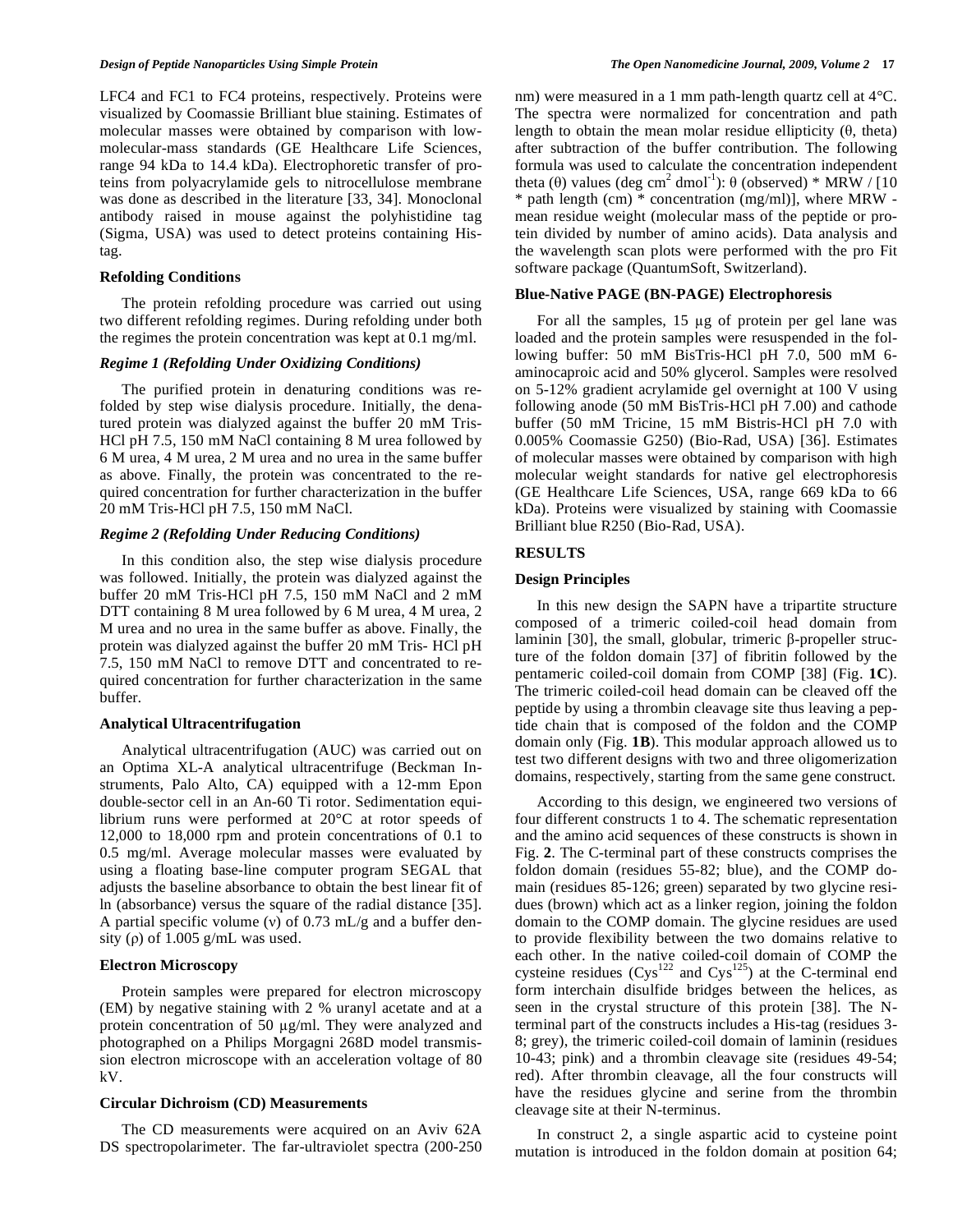LFC4 and FC1 to FC4 proteins, respectively. Proteins were visualized by Coomassie Brilliant blue staining. Estimates of molecular masses were obtained by comparison with low-molecular-mass standards (GE Healthcare Life Sciences, range 94 kDa to 14.4 kDa). Electrophoretic transfer of proteins from polyacrylamide gels to nitrocellulose membrane was done as described in the literature [33, 34]. Monoclonal antibody raised in mouse against the polyhistidine tag (Sigma, USA) was used to detect proteins containing His-tag.

### Refolding Conditions

The protein refolding procedure was carried out using two different refolding regimes. During refolding under both the regimes the protein concentration was kept at 0.1 mg/ml.

#### *Regime 1 (Refolding Under Oxidizing Conditions)*

The purified protein in denaturing conditions was refolded by step wise dialysis procedure. Initially, the denatured protein was dialyzed against the buffer 20 mM Tris-HCl pH 7.5, 150 mM NaCl containing 8 M urea followed by 6 M urea, 4 M urea, 2 M urea and no urea in the same buffer as above. Finally, the protein was concentrated to the required concentration for further characterization in the buffer 20 mM Tris-HCl pH 7.5, 150 mM NaCl.

#### *Regime 2 (Refolding Under Reducing Conditions)*

In this condition also, the step wise dialysis procedure was followed. Initially, the protein was dialyzed against the buffer 20 mM Tris-HCl pH 7.5, 150 mM NaCl and 2 mM DTT containing 8 M urea followed by 6 M urea, 4 M urea, 2 M urea and no urea in the same buffer as above. Finally, the protein was dialyzed against the buffer 20 mM Tris- HCl pH 7.5, 150 mM NaCl to remove DTT and concentrated to required concentration for further characterization in the same buffer.

### Analytical Ultracentrifugation

Analytical ultracentrifugation (AUC) was carried out on an Optima XL-A analytical ultracentrifuge (Beckman Instruments, Palo Alto, CA) equipped with a 12-mm Epon double-sector cell in an An-60 Ti rotor. Sedimentation equilibrium runs were performed at 20°C at rotor speeds of 12,000 to 18,000 rpm and protein concentrations of 0.1 to 0.5 mg/ml. Average molecular masses were evaluated by using a floating base-line computer program SEGAL that adjusts the baseline absorbance to obtain the best linear fit of ln (absorbance) versus the square of the radial distance [35]. A partial specific volume ($\nu$) of 0.73 mL/g and a buffer density ($\rho$) of 1.005 g/mL was used.

### Electron Microscopy

Protein samples were prepared for electron microscopy (EM) by negative staining with 2 % uranyl acetate and at a protein concentration of 50 μg/ml. They were analyzed and photographed on a Philips Morgagni 268D model transmission electron microscope with an acceleration voltage of 80 kV.

### Circular Dichroism (CD) Measurements

The CD measurements were acquired on an Aviv 62A DS spectropolarimeter. The far-ultraviolet spectra (200-250 nm) were measured in a 1 mm path-length quartz cell at 4°C. The spectra were normalized for concentration and path length to obtain the mean molar residue ellipticity ($\theta$, theta) after subtraction of the buffer contribution. The following formula was used to calculate the concentration independent theta ($\theta$) values (deg cm$^2$ dmol$^{-1}$): $\theta$ (observed) * MRW / [10 * path length (cm) * concentration (mg/ml)], where MRW - mean residue weight (molecular mass of the peptide or protein divided by number of amino acids). Data analysis and the wavelength scan plots were performed with the pro Fit software package (QuantumSoft, Switzerland).

### Blue-Native PAGE (BN-PAGE) Electrophoresis

For all the samples, 15 μg of protein per gel lane was loaded and the protein samples were resuspended in the following buffer: 50 mM BisTris-HCl pH 7.0, 500 mM 6-aminocaproic acid and 50% glycerol. Samples were resolved on 5-12% gradient acrylamide gel overnight at 100 V using following anode (50 mM BisTris-HCl pH 7.00) and cathode buffer (50 mM Tricine, 15 mM Bistris-HCl pH 7.0 with 0.005% Coomassie G250) (Bio-Rad, USA) [36]. Estimates of molecular masses were obtained by comparison with high molecular weight standards for native gel electrophoresis (GE Healthcare Life Sciences, USA, range 669 kDa to 66 kDa). Proteins were visualized by staining with Coomassie Brilliant blue R250 (Bio-Rad, USA).

## RESULTS

### Design Principles

In this new design the SAPN have a tripartite structure composed of a trimeric coiled-coil head domain from laminin [30], the small, globular, trimeric β-propeller structure of the foldon domain [37] of fibritin followed by the pentameric coiled-coil domain from COMP [38] (Fig. **1C**). The trimeric coiled-coil head domain can be cleaved off the peptide by using a thrombin cleavage site thus leaving a peptide chain that is composed of the foldon and the COMP domain only (Fig. **1B**). This modular approach allowed us to test two different designs with two and three oligomerization domains, respectively, starting from the same gene construct.

According to this design, we engineered two versions of four different constructs 1 to 4. The schematic representation and the amino acid sequences of these constructs is shown in Fig. **2**. The C-terminal part of these constructs comprises the foldon domain (residues 55-82; blue), and the COMP domain (residues 85-126; green) separated by two glycine residues (brown) which act as a linker region, joining the foldon domain to the COMP domain. The glycine residues are used to provide flexibility between the two domains relative to each other. In the native coiled-coil domain of COMP the cysteine residues ($Cys^{122}$ and $Cys^{125}$) at the C-terminal end form interchain disulfide bridges between the helices, as seen in the crystal structure of this protein [38]. The N-terminal part of the constructs includes a His-tag (residues 3-8; grey), the trimeric coiled-coil domain of laminin (residues 10-43; pink) and a thrombin cleavage site (residues 49-54; red). After thrombin cleavage, all the four constructs will have the residues glycine and serine from the thrombin cleavage site at their N-terminus.

In construct 2, a single aspartic acid to cysteine point mutation is introduced in the foldon domain at position 64;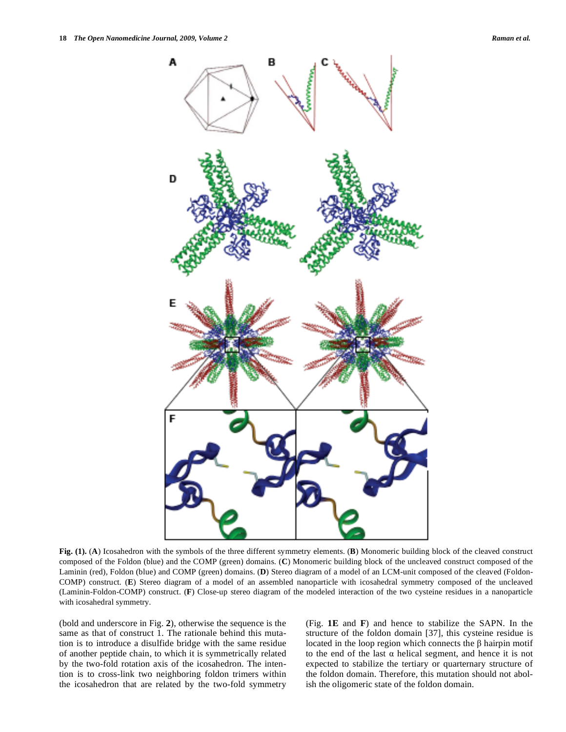**Fig. (1).** (**A**) Icosahedron with the symbols of the three different symmetry elements. (**B**) Monomeric building block of the cleaved construct composed of the Foldon (blue) and the COMP (green) domains. (**C**) Monomeric building block of the uncleaved construct composed of the Laminin (red), Foldon (blue) and COMP (green) domains. (**D**) Stereo diagram of a model of an LCM-unit composed of the cleaved (Foldon-COMP) construct. (**E**) Stereo diagram of a model of an assembled nanoparticle with icosahedral symmetry composed of the uncleaved (Laminin-Foldon-COMP) construct. (**F**) Close-up stereo diagram of the modeled interaction of the two cysteine residues in a nanoparticle with icosahedral symmetry.

(bold and underscore in Fig. **2**), otherwise the sequence is the same as that of construct 1. The rationale behind this mutation is to introduce a disulfide bridge with the same residue of another peptide chain, to which it is symmetrically related by the two-fold rotation axis of the icosahedron. The intention is to cross-link two neighboring foldon trimers within the icosahedron that are related by the two-fold symmetry (Fig. **1E** and **F**) and hence to stabilize the SAPN. In the structure of the foldon domain [37], this cysteine residue is located in the loop region which connects the β hairpin motif to the end of the last α helical segment, and hence it is not expected to stabilize the tertiary or quarternary structure of the foldon domain. Therefore, this mutation should not abolish the oligomeric state of the foldon domain.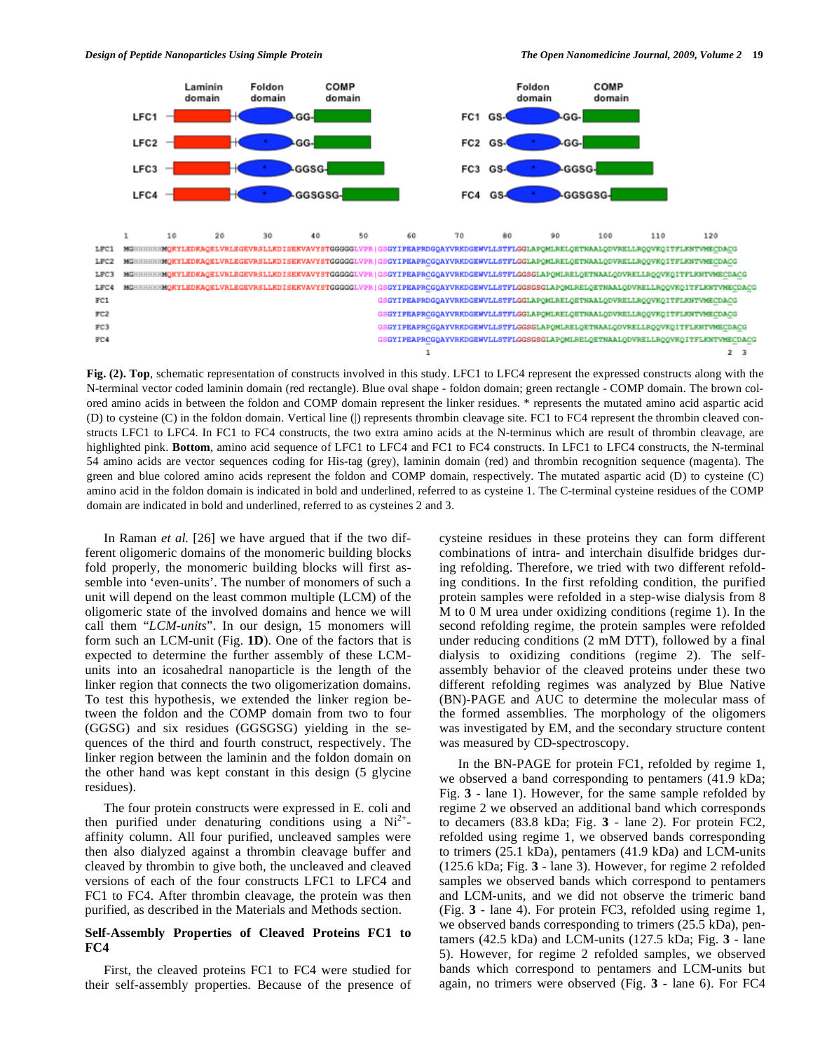**Fig. (2). Top**, schematic representation of constructs involved in this study. LFC1 to LFC4 represent the expressed constructs along with the N-terminal vector coded laminin domain (red rectangle). Blue oval shape - foldon domain; green rectangle - COMP domain. The brown colored amino acids in between the foldon and COMP domain represent the linker residues. * represents the mutated amino acid aspartic acid (D) to cysteine (C) in the foldon domain. Vertical line (|) represents thrombin cleavage site. FC1 to FC4 represent the thrombin cleaved constructs LFC1 to LFC4. In FC1 to FC4 constructs, the two extra amino acids at the N-terminus which are result of thrombin cleavage, are highlighted pink. **Bottom**, amino acid sequence of LFC1 to LFC4 and FC1 to FC4 constructs. In LFC1 to LFC4 constructs, the N-terminal 54 amino acids are vector sequences coding for His-tag (grey), laminin domain (red) and thrombin recognition sequence (magenta). The green and blue colored amino acids represent the foldon and COMP domain, respectively. The mutated aspartic acid (D) to cysteine (C) amino acid in the foldon domain is indicated in bold and underlined, referred to as cysteine 1. The C-terminal cysteine residues of the COMP domain are indicated in bold and underlined, referred to as cysteines 2 and 3.

In Raman *et al.* [26] we have argued that if the two different oligomeric domains of the monomeric building blocks fold properly, the monomeric building blocks will first assemble into 'even-units'. The number of monomers of such a unit will depend on the least common multiple (LCM) of the oligomeric state of the involved domains and hence we will call them "*LCM-units*". In our design, 15 monomers will form such an LCM-unit (Fig. **1D**). One of the factors that is expected to determine the further assembly of these LCM-units into an icosahedral nanoparticle is the length of the linker region that connects the two oligomerization domains. To test this hypothesis, we extended the linker region between the foldon and the COMP domain from two to four (GGSG) and six residues (GGSGSG) yielding in the sequences of the third and fourth construct, respectively. The linker region between the laminin and the foldon domain on the other hand was kept constant in this design (5 glycine residues).

The four protein constructs were expressed in E. coli and then purified under denaturing conditions using a $Ni^{2+}$-affinity column. All four purified, uncleaved samples were then also dialyzed against a thrombin cleavage buffer and cleaved by thrombin to give both, the uncleaved and cleaved versions of each of the four constructs LFC1 to LFC4 and FC1 to FC4. After thrombin cleavage, the protein was then purified, as described in the Materials and Methods section.

### Self-Assembly Properties of Cleaved Proteins FC1 to FC4

First, the cleaved proteins FC1 to FC4 were studied for their self-assembly properties. Because of the presence of cysteine residues in these proteins they can form different combinations of intra- and interchain disulfide bridges during refolding. Therefore, we tried with two different refolding conditions. In the first refolding condition, the purified protein samples were refolded in a step-wise dialysis from 8 M to 0 M urea under oxidizing conditions (regime 1). In the second refolding regime, the protein samples were refolded under reducing conditions (2 mM DTT), followed by a final dialysis to oxidizing conditions (regime 2). The self-assembly behavior of the cleaved proteins under these two different refolding regimes was analyzed by Blue Native (BN)-PAGE and AUC to determine the molecular mass of the formed assemblies. The morphology of the oligomers was investigated by EM, and the secondary structure content was measured by CD-spectroscopy.

In the BN-PAGE for protein FC1, refolded by regime 1, we observed a band corresponding to pentamers (41.9 kDa; Fig. **3** - lane 1). However, for the same sample refolded by regime 2 we observed an additional band which corresponds to decamers (83.8 kDa; Fig. **3** - lane 2). For protein FC2, refolded using regime 1, we observed bands corresponding to trimers (25.1 kDa), pentamers (41.9 kDa) and LCM-units (125.6 kDa; Fig. **3** - lane 3). However, for regime 2 refolded samples we observed bands which correspond to pentamers and LCM-units, and we did not observe the trimeric band (Fig. **3** - lane 4). For protein FC3, refolded using regime 1, we observed bands corresponding to trimers (25.5 kDa), pentamers (42.5 kDa) and LCM-units (127.5 kDa; Fig. **3** - lane 5). However, for regime 2 refolded samples, we observed bands which correspond to pentamers and LCM-units but again, no trimers were observed (Fig. **3** - lane 6). For FC4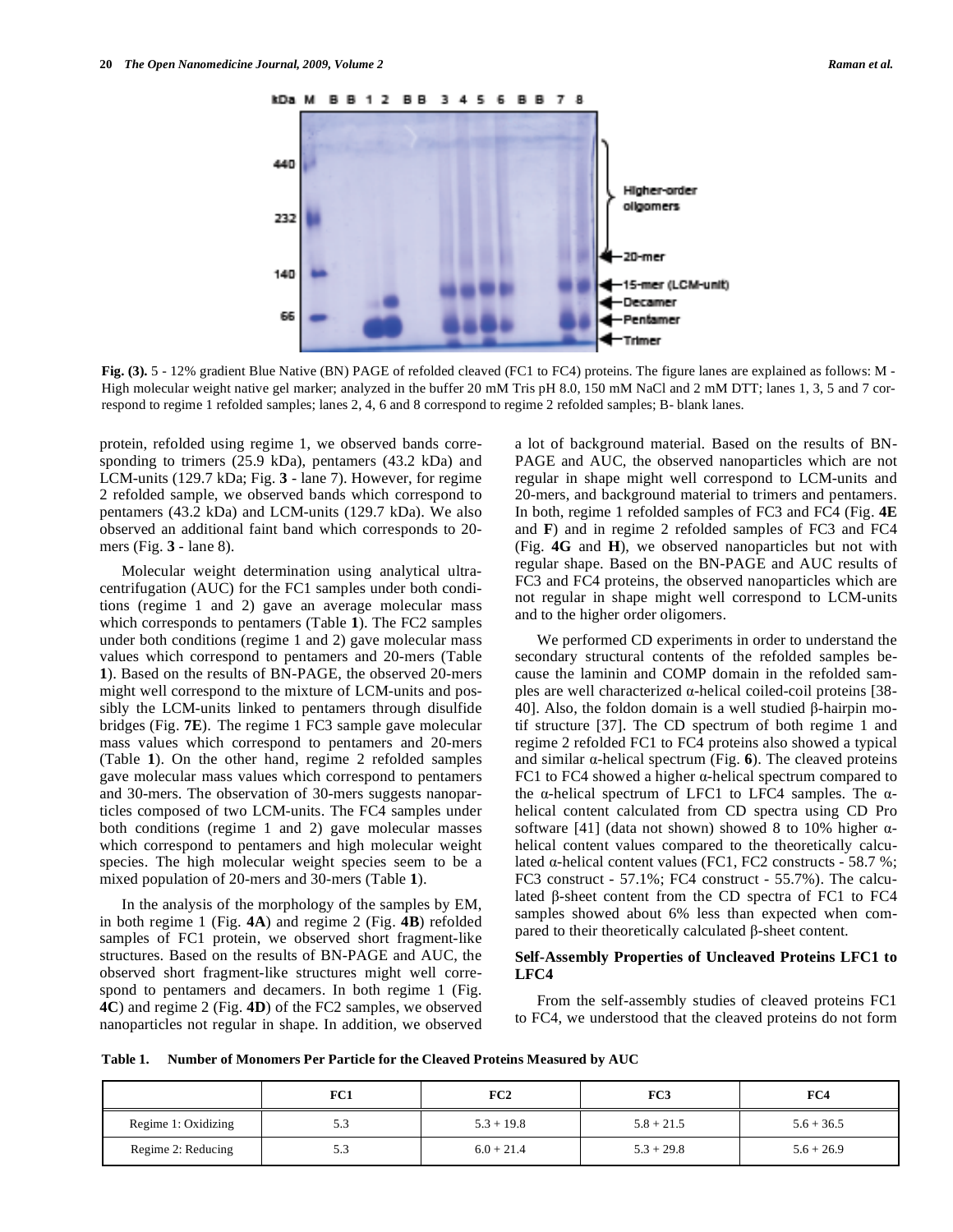Fig. (3). 5 - 12% gradient Blue Native (BN) PAGE of refolded cleaved (FC1 to FC4) proteins. The figure lanes are explained as follows: M - High molecular weight native gel marker; analyzed in the buffer 20 mM Tris pH 8.0, 150 mM NaCl and 2 mM DTT; lanes 1, 3, 5 and 7 correspond to regime 1 refolded samples; lanes 2, 4, 6 and 8 correspond to regime 2 refolded samples; B- blank lanes.

protein, refolded using regime 1, we observed bands corresponding to trimers (25.9 kDa), pentamers (43.2 kDa) and LCM-units (129.7 kDa; Fig. **3** - lane 7). However, for regime 2 refolded sample, we observed bands which correspond to pentamers (43.2 kDa) and LCM-units (129.7 kDa). We also observed an additional faint band which corresponds to 20-mers (Fig. **3** - lane 8).

Molecular weight determination using analytical ultracentrifugation (AUC) for the FC1 samples under both conditions (regime 1 and 2) gave an average molecular mass which corresponds to pentamers (Table **1**). The FC2 samples under both conditions (regime 1 and 2) gave molecular mass values which correspond to pentamers and 20-mers (Table **1**). Based on the results of BN-PAGE, the observed 20-mers might well correspond to the mixture of LCM-units and possibly the LCM-units linked to pentamers through disulfide bridges (Fig. **7E**). The regime 1 FC3 sample gave molecular mass values which correspond to pentamers and 20-mers (Table **1**). On the other hand, regime 2 refolded samples gave molecular mass values which correspond to pentamers and 30-mers. The observation of 30-mers suggests nanoparticles composed of two LCM-units. The FC4 samples under both conditions (regime 1 and 2) gave molecular masses which correspond to pentamers and high molecular weight species. The high molecular weight species seem to be a mixed population of 20-mers and 30-mers (Table **1**).

In the analysis of the morphology of the samples by EM, in both regime 1 (Fig. **4A**) and regime 2 (Fig. **4B**) refolded samples of FC1 protein, we observed short fragment-like structures. Based on the results of BN-PAGE and AUC, the observed short fragment-like structures might well correspond to pentamers and decamers. In both regime 1 (Fig. **4C**) and regime 2 (Fig. **4D**) of the FC2 samples, we observed nanoparticles not regular in shape. In addition, we observed a lot of background material. Based on the results of BN-PAGE and AUC, the observed nanoparticles which are not regular in shape might well correspond to LCM-units and 20-mers, and background material to trimers and pentamers. In both, regime 1 refolded samples of FC3 and FC4 (Fig. **4E** and **F**) and in regime 2 refolded samples of FC3 and FC4 (Fig. **4G** and **H**), we observed nanoparticles but not with regular shape. Based on the BN-PAGE and AUC results of FC3 and FC4 proteins, the observed nanoparticles which are not regular in shape might well correspond to LCM-units and to the higher order oligomers.

We performed CD experiments in order to understand the secondary structural contents of the refolded samples because the laminin and COMP domain in the refolded samples are well characterized α-helical coiled-coil proteins [38-40]. Also, the foldon domain is a well studied β-hairpin motif structure [37]. The CD spectrum of both regime 1 and regime 2 refolded FC1 to FC4 proteins also showed a typical and similar α-helical spectrum (Fig. **6**). The cleaved proteins FC1 to FC4 showed a higher α-helical spectrum compared to the α-helical spectrum of LFC1 to LFC4 samples. The α-helical content calculated from CD spectra using CD Pro software [41] (data not shown) showed 8 to 10% higher α-helical content values compared to the theoretically calculated α-helical content values (FC1, FC2 constructs - 58.7 %; FC3 construct - 57.1%; FC4 construct - 55.7%). The calculated β-sheet content from the CD spectra of FC1 to FC4 samples showed about 6% less than expected when compared to their theoretically calculated β-sheet content.

### Self-Assembly Properties of Uncleaved Proteins LFC1 to LFC4

From the self-assembly studies of cleaved proteins FC1 to FC4, we understood that the cleaved proteins do not form

**Table 1. Number of Monomers Per Particle for the Cleaved Proteins Measured by AUC**

| | FC1 | FC2 | FC3 | FC4 |
|---|---|---|---|---|
| Regime 1: Oxidizing | 5.3 | 5.3 + 19.8 | 5.8 + 21.5 | 5.6 + 36.5 |
| Regime 2: Reducing | 5.3 | 6.0 + 21.4 | 5.3 + 29.8 | 5.6 + 26.9 |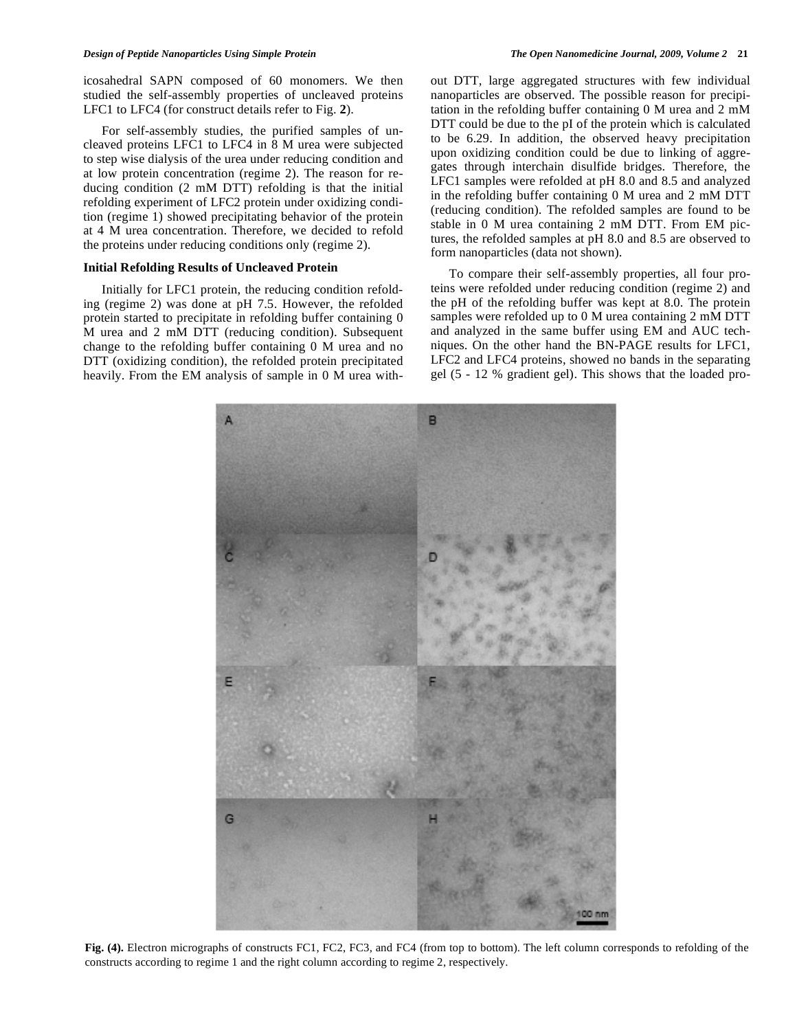icosahedral SAPN composed of 60 monomers. We then studied the self-assembly properties of uncleaved proteins LFC1 to LFC4 (for construct details refer to Fig. **2**).

For self-assembly studies, the purified samples of uncleaved proteins LFC1 to LFC4 in 8 M urea were subjected to step wise dialysis of the urea under reducing condition and at low protein concentration (regime 2). The reason for reducing condition (2 mM DTT) refolding is that the initial refolding experiment of LFC2 protein under oxidizing condition (regime 1) showed precipitating behavior of the protein at 4 M urea concentration. Therefore, we decided to refold the proteins under reducing conditions only (regime 2).

### Initial Refolding Results of Uncleaved Protein

Initially for LFC1 protein, the reducing condition refolding (regime 2) was done at pH 7.5. However, the refolded protein started to precipitate in refolding buffer containing 0 M urea and 2 mM DTT (reducing condition). Subsequent change to the refolding buffer containing 0 M urea and no DTT (oxidizing condition), the refolded protein precipitated heavily. From the EM analysis of sample in 0 M urea without DTT, large aggregated structures with few individual nanoparticles are observed. The possible reason for precipitation in the refolding buffer containing 0 M urea and 2 mM DTT could be due to the pI of the protein which is calculated to be 6.29. In addition, the observed heavy precipitation upon oxidizing condition could be due to linking of aggregates through interchain disulfide bridges. Therefore, the LFC1 samples were refolded at pH 8.0 and 8.5 and analyzed in the refolding buffer containing 0 M urea and 2 mM DTT (reducing condition). The refolded samples are found to be stable in 0 M urea containing 2 mM DTT. From EM pictures, the refolded samples at pH 8.0 and 8.5 are observed to form nanoparticles (data not shown).

To compare their self-assembly properties, all four proteins were refolded under reducing condition (regime 2) and the pH of the refolding buffer was kept at 8.0. The protein samples were refolded up to 0 M urea containing 2 mM DTT and analyzed in the same buffer using EM and AUC techniques. On the other hand the BN-PAGE results for LFC1, LFC2 and LFC4 proteins, showed no bands in the separating gel (5 - 12 % gradient gel). This shows that the loaded pro-

**Fig. (4).** Electron micrographs of constructs FC1, FC2, FC3, and FC4 (from top to bottom). The left column corresponds to refolding of the constructs according to regime 1 and the right column according to regime 2, respectively.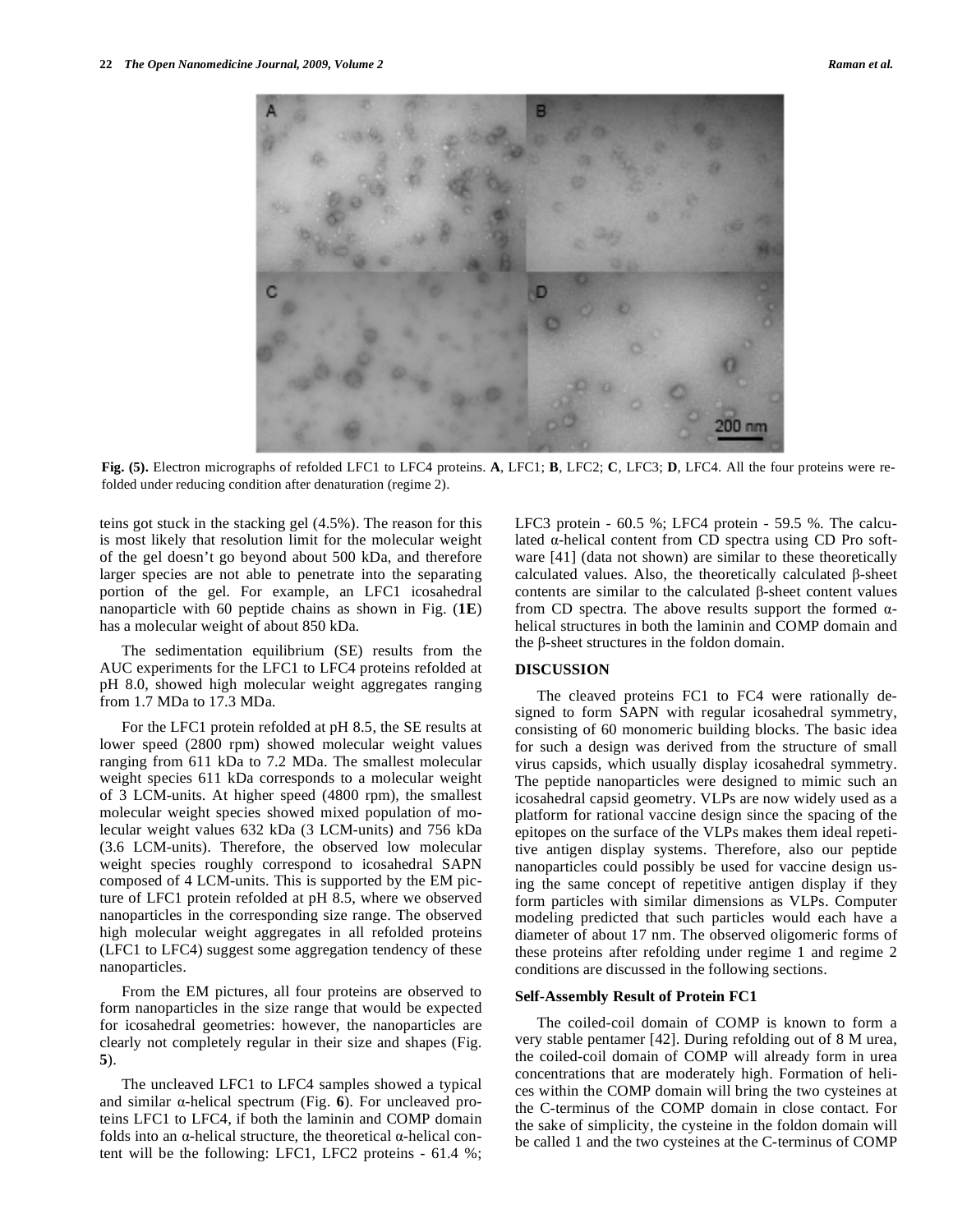Fig. (5). Electron micrographs of refolded LFC1 to LFC4 proteins. **A**, LFC1; **B**, LFC2; **C**, LFC3; **D**, LFC4. All the four proteins were refolded under reducing condition after denaturation (regime 2).

teins got stuck in the stacking gel (4.5%). The reason for this is most likely that resolution limit for the molecular weight of the gel doesn't go beyond about 500 kDa, and therefore larger species are not able to penetrate into the separating portion of the gel. For example, an LFC1 icosahedral nanoparticle with 60 peptide chains as shown in Fig. (**1E**) has a molecular weight of about 850 kDa.

The sedimentation equilibrium (SE) results from the AUC experiments for the LFC1 to LFC4 proteins refolded at pH 8.0, showed high molecular weight aggregates ranging from 1.7 MDa to 17.3 MDa.

For the LFC1 protein refolded at pH 8.5, the SE results at lower speed (2800 rpm) showed molecular weight values ranging from 611 kDa to 7.2 MDa. The smallest molecular weight species 611 kDa corresponds to a molecular weight of 3 LCM-units. At higher speed (4800 rpm), the smallest molecular weight species showed mixed population of molecular weight values 632 kDa (3 LCM-units) and 756 kDa (3.6 LCM-units). Therefore, the observed low molecular weight species roughly correspond to icosahedral SAPN composed of 4 LCM-units. This is supported by the EM picture of LFC1 protein refolded at pH 8.5, where we observed nanoparticles in the corresponding size range. The observed high molecular weight aggregates in all refolded proteins (LFC1 to LFC4) suggest some aggregation tendency of these nanoparticles.

From the EM pictures, all four proteins are observed to form nanoparticles in the size range that would be expected for icosahedral geometries: however, the nanoparticles are clearly not completely regular in their size and shapes (Fig. **5**).

The uncleaved LFC1 to LFC4 samples showed a typical and similar α-helical spectrum (Fig. **6**). For uncleaved proteins LFC1 to LFC4, if both the laminin and COMP domain folds into an α-helical structure, the theoretical α-helical content will be the following: LFC1, LFC2 proteins - 61.4 %; LFC3 protein - 60.5 %; LFC4 protein - 59.5 %. The calculated α-helical content from CD spectra using CD Pro software [41] (data not shown) are similar to these theoretically calculated values. Also, the theoretically calculated β-sheet contents are similar to the calculated β-sheet content values from CD spectra. The above results support the formed α-helical structures in both the laminin and COMP domain and the β-sheet structures in the foldon domain.

## DISCUSSION

The cleaved proteins FC1 to FC4 were rationally designed to form SAPN with regular icosahedral symmetry, consisting of 60 monomeric building blocks. The basic idea for such a design was derived from the structure of small virus capsids, which usually display icosahedral symmetry. The peptide nanoparticles were designed to mimic such an icosahedral capsid geometry. VLPs are now widely used as a platform for rational vaccine design since the spacing of the epitopes on the surface of the VLPs makes them ideal repetitive antigen display systems. Therefore, also our peptide nanoparticles could possibly be used for vaccine design using the same concept of repetitive antigen display if they form particles with similar dimensions as VLPs. Computer modeling predicted that such particles would each have a diameter of about 17 nm. The observed oligomeric forms of these proteins after refolding under regime 1 and regime 2 conditions are discussed in the following sections.

### Self-Assembly Result of Protein FC1

The coiled-coil domain of COMP is known to form a very stable pentamer [42]. During refolding out of 8 M urea, the coiled-coil domain of COMP will already form in urea concentrations that are moderately high. Formation of helices within the COMP domain will bring the two cysteines at the C-terminus of the COMP domain in close contact. For the sake of simplicity, the cysteine in the foldon domain will be called 1 and the two cysteines at the C-terminus of COMP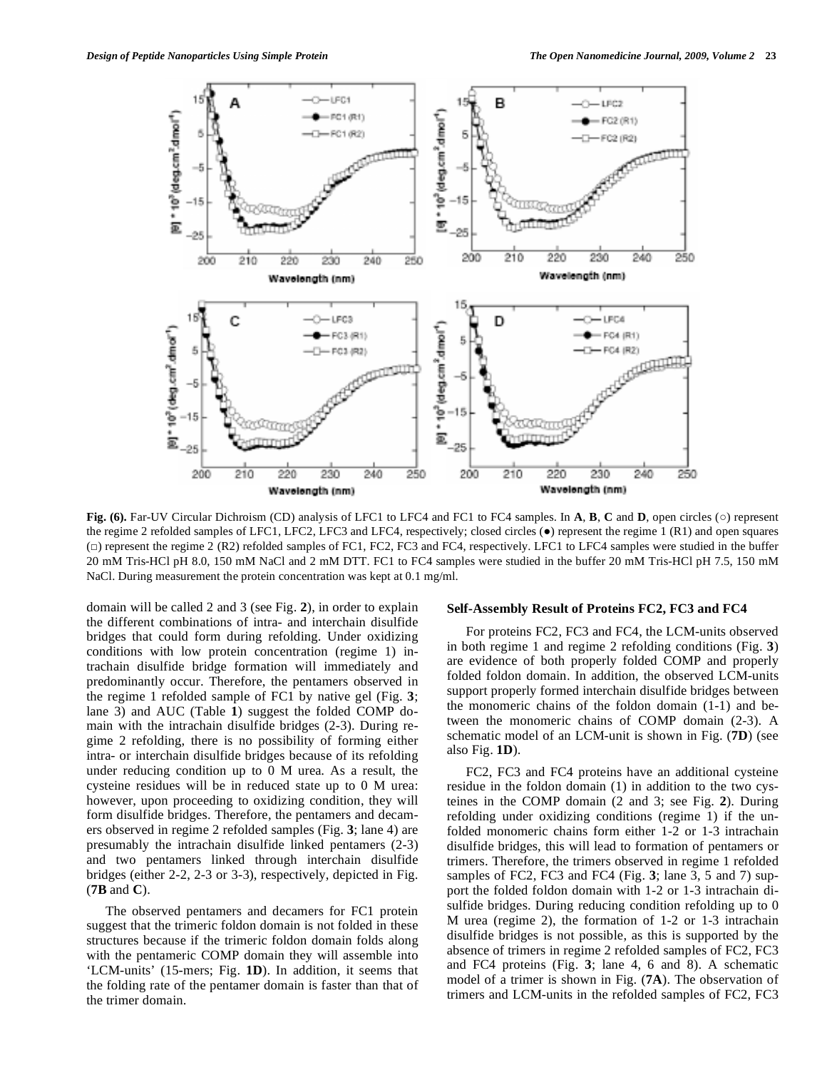**Fig. (6).** Far-UV Circular Dichroism (CD) analysis of LFC1 to LFC4 and FC1 to FC4 samples. In **A**, **B**, **C** and **D**, open circles (○) represent the regime 2 refolded samples of LFC1, LFC2, LFC3 and LFC4, respectively; closed circles (●) represent the regime 1 (R1) and open squares (□) represent the regime 2 (R2) refolded samples of FC1, FC2, FC3 and FC4, respectively. LFC1 to LFC4 samples were studied in the buffer 20 mM Tris-HCl pH 8.0, 150 mM NaCl and 2 mM DTT. FC1 to FC4 samples were studied in the buffer 20 mM Tris-HCl pH 7.5, 150 mM NaCl. During measurement the protein concentration was kept at 0.1 mg/ml.

domain will be called 2 and 3 (see Fig. **2**), in order to explain the different combinations of intra- and interchain disulfide bridges that could form during refolding. Under oxidizing conditions with low protein concentration (regime 1) intrachain disulfide bridge formation will immediately and predominantly occur. Therefore, the pentamers observed in the regime 1 refolded sample of FC1 by native gel (Fig. **3**; lane 3) and AUC (Table **1**) suggest the folded COMP domain with the intrachain disulfide bridges (2-3). During regime 2 refolding, there is no possibility of forming either intra- or interchain disulfide bridges because of its refolding under reducing condition up to 0 M urea. As a result, the cysteine residues will be in reduced state up to 0 M urea: however, upon proceeding to oxidizing condition, they will form disulfide bridges. Therefore, the pentamers and decamers observed in regime 2 refolded samples (Fig. **3**; lane 4) are presumably the intrachain disulfide linked pentamers (2-3) and two pentamers linked through interchain disulfide bridges (either 2-2, 2-3 or 3-3), respectively, depicted in Fig. (**7B** and **C**).

The observed pentamers and decamers for FC1 protein suggest that the trimeric foldon domain is not folded in these structures because if the trimeric foldon domain folds along with the pentameric COMP domain they will assemble into 'LCM-units' (15-mers; Fig. **1D**). In addition, it seems that the folding rate of the pentamer domain is faster than that of the trimer domain.

### Self-Assembly Result of Proteins FC2, FC3 and FC4

For proteins FC2, FC3 and FC4, the LCM-units observed in both regime 1 and regime 2 refolding conditions (Fig. **3**) are evidence of both properly folded COMP and properly folded foldon domain. In addition, the observed LCM-units support properly formed interchain disulfide bridges between the monomeric chains of the foldon domain (1-1) and between the monomeric chains of COMP domain (2-3). A schematic model of an LCM-unit is shown in Fig. (**7D**) (see also Fig. **1D**).

FC2, FC3 and FC4 proteins have an additional cysteine residue in the foldon domain (1) in addition to the two cysteines in the COMP domain (2 and 3; see Fig. **2**). During refolding under oxidizing conditions (regime 1) if the unfolded monomeric chains form either 1-2 or 1-3 intrachain disulfide bridges, this will lead to formation of pentamers or trimers. Therefore, the trimers observed in regime 1 refolded samples of FC2, FC3 and FC4 (Fig. **3**; lane 3, 5 and 7) support the folded foldon domain with 1-2 or 1-3 intrachain disulfide bridges. During reducing condition refolding up to 0 M urea (regime 2), the formation of 1-2 or 1-3 intrachain disulfide bridges is not possible, as this is supported by the absence of trimers in regime 2 refolded samples of FC2, FC3 and FC4 proteins (Fig. **3**; lane 4, 6 and 8). A schematic model of a trimer is shown in Fig. (**7A**). The observation of trimers and LCM-units in the refolded samples of FC2, FC3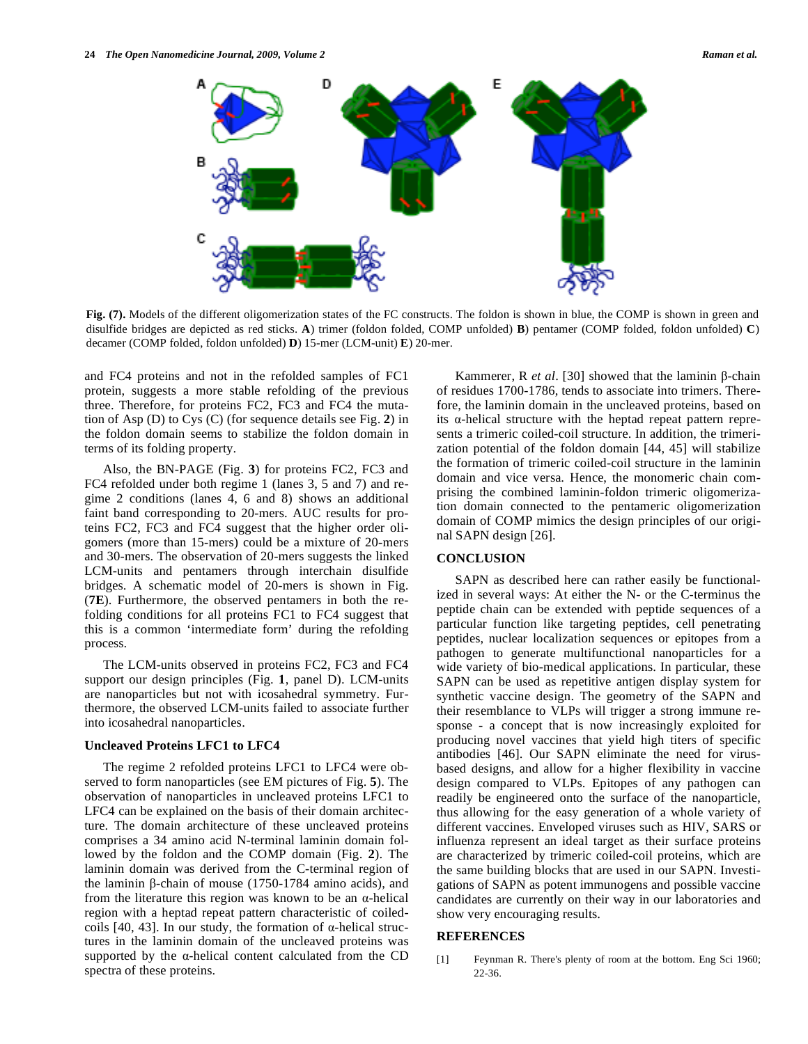**Fig. (7).** Models of the different oligomerization states of the FC constructs. The foldon is shown in blue, the COMP is shown in green and disulfide bridges are depicted as red sticks. **A**) trimer (foldon folded, COMP unfolded) **B**) pentamer (COMP folded, foldon unfolded) **C**) decamer (COMP folded, foldon unfolded) **D**) 15-mer (LCM-unit) **E**) 20-mer.

and FC4 proteins and not in the refolded samples of FC1 protein, suggests a more stable refolding of the previous three. Therefore, for proteins FC2, FC3 and FC4 the mutation of Asp (D) to Cys (C) (for sequence details see Fig. **2**) in the foldon domain seems to stabilize the foldon domain in terms of its folding property.

Also, the BN-PAGE (Fig. **3**) for proteins FC2, FC3 and FC4 refolded under both regime 1 (lanes 3, 5 and 7) and regime 2 conditions (lanes 4, 6 and 8) shows an additional faint band corresponding to 20-mers. AUC results for proteins FC2, FC3 and FC4 suggest that the higher order oligomers (more than 15-mers) could be a mixture of 20-mers and 30-mers. The observation of 20-mers suggests the linked LCM-units and pentamers through interchain disulfide bridges. A schematic model of 20-mers is shown in Fig. (**7E**). Furthermore, the observed pentamers in both the refolding conditions for all proteins FC1 to FC4 suggest that this is a common 'intermediate form' during the refolding process.

The LCM-units observed in proteins FC2, FC3 and FC4 support our design principles (Fig. **1**, panel D). LCM-units are nanoparticles but not with icosahedral symmetry. Furthermore, the observed LCM-units failed to associate further into icosahedral nanoparticles.

### Uncleaved Proteins LFC1 to LFC4

The regime 2 refolded proteins LFC1 to LFC4 were observed to form nanoparticles (see EM pictures of Fig. **5**). The observation of nanoparticles in uncleaved proteins LFC1 to LFC4 can be explained on the basis of their domain architecture. The domain architecture of these uncleaved proteins comprises a 34 amino acid N-terminal laminin domain followed by the foldon and the COMP domain (Fig. **2**). The laminin domain was derived from the C-terminal region of the laminin β-chain of mouse (1750-1784 amino acids), and from the literature this region was known to be an α-helical region with a heptad repeat pattern characteristic of coiled-coils [40, 43]. In our study, the formation of α-helical structures in the laminin domain of the uncleaved proteins was supported by the α-helical content calculated from the CD spectra of these proteins.

Kammerer, R *et al*. [30] showed that the laminin β-chain of residues 1700-1786, tends to associate into trimers. Therefore, the laminin domain in the uncleaved proteins, based on its α-helical structure with the heptad repeat pattern represents a trimeric coiled-coil structure. In addition, the trimerization potential of the foldon domain [44, 45] will stabilize the formation of trimeric coiled-coil structure in the laminin domain and vice versa. Hence, the monomeric chain comprising the combined laminin-foldon trimeric oligomerization domain connected to the pentameric oligomerization domain of COMP mimics the design principles of our original SAPN design [26].

## CONCLUSION

SAPN as described here can rather easily be functionalized in several ways: At either the N- or the C-terminus the peptide chain can be extended with peptide sequences of a particular function like targeting peptides, cell penetrating peptides, nuclear localization sequences or epitopes from a pathogen to generate multifunctional nanoparticles for a wide variety of bio-medical applications. In particular, these SAPN can be used as repetitive antigen display system for synthetic vaccine design. The geometry of the SAPN and their resemblance to VLPs will trigger a strong immune response - a concept that is now increasingly exploited for producing novel vaccines that yield high titers of specific antibodies [46]. Our SAPN eliminate the need for virus-based designs, and allow for a higher flexibility in vaccine design compared to VLPs. Epitopes of any pathogen can readily be engineered onto the surface of the nanoparticle, thus allowing for the easy generation of a whole variety of different vaccines. Enveloped viruses such as HIV, SARS or influenza represent an ideal target as their surface proteins are characterized by trimeric coiled-coil proteins, which are the same building blocks that are used in our SAPN. Investigations of SAPN as potent immunogens and possible vaccine candidates are currently on their way in our laboratories and show very encouraging results.

## REFERENCES

[1] Feynman R. There's plenty of room at the bottom. Eng Sci 1960; 22-36.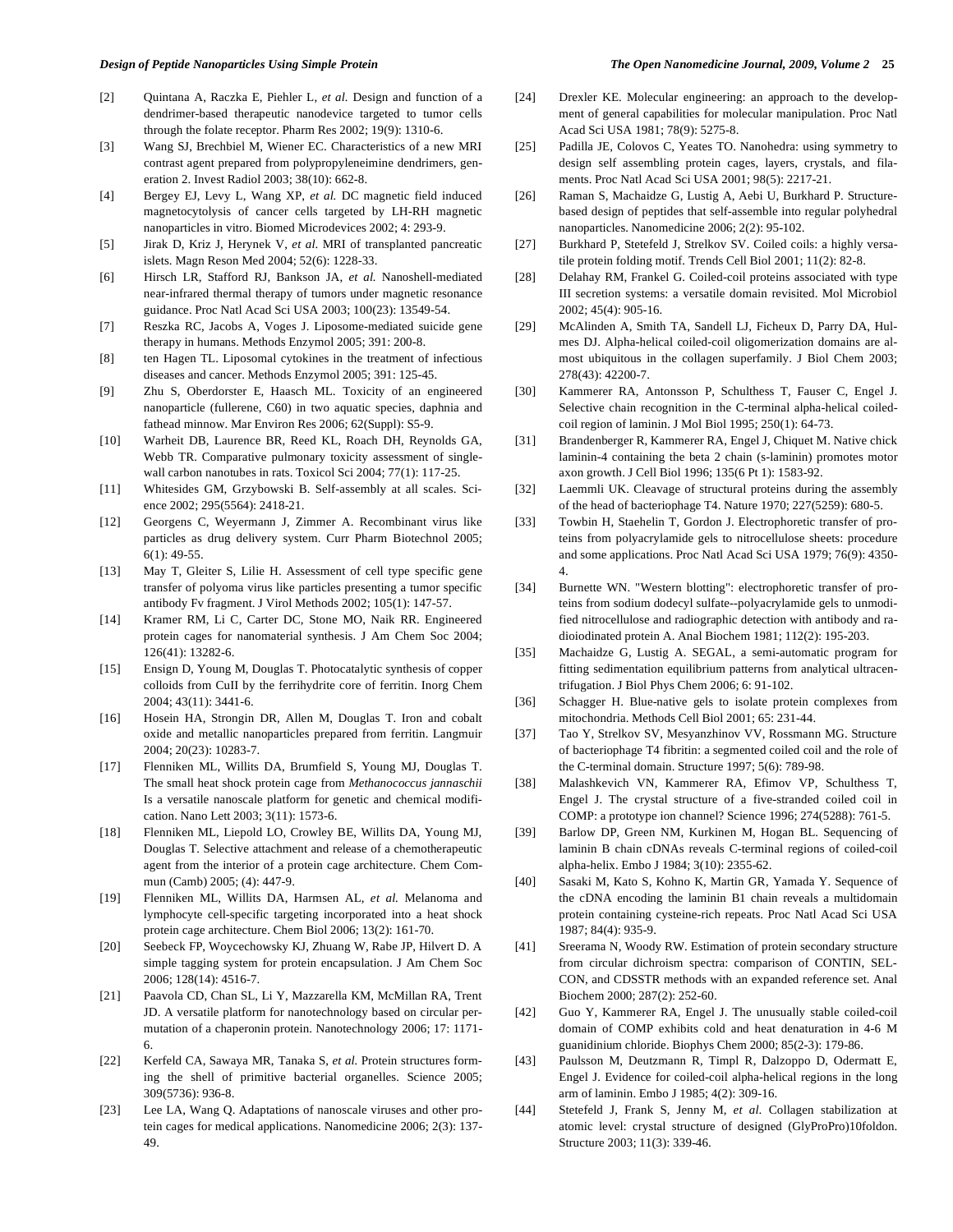[2] Quintana A, Raczka E, Piehler L, *et al.* Design and function of a dendrimer-based therapeutic nanodevice targeted to tumor cells through the folate receptor. Pharm Res 2002; 19(9): 1310-6.

[3] Wang SJ, Brechbiel M, Wiener EC. Characteristics of a new MRI contrast agent prepared from polypropyleneimine dendrimers, generation 2. Invest Radiol 2003; 38(10): 662-8.

[4] Bergey EJ, Levy L, Wang XP, *et al.* DC magnetic field induced magnetocytolysis of cancer cells targeted by LH-RH magnetic nanoparticles in vitro. Biomed Microdevices 2002; 4: 293-9.

[5] Jirak D, Kriz J, Herynek V, *et al.* MRI of transplanted pancreatic islets. Magn Reson Med 2004; 52(6): 1228-33.

[6] Hirsch LR, Stafford RJ, Bankson JA, *et al.* Nanoshell-mediated near-infrared thermal therapy of tumors under magnetic resonance guidance. Proc Natl Acad Sci USA 2003; 100(23): 13549-54.

[7] Reszka RC, Jacobs A, Voges J. Liposome-mediated suicide gene therapy in humans. Methods Enzymol 2005; 391: 200-8.

[8] ten Hagen TL. Liposomal cytokines in the treatment of infectious diseases and cancer. Methods Enzymol 2005; 391: 125-45.

[9] Zhu S, Oberdorster E, Haasch ML. Toxicity of an engineered nanoparticle (fullerene, C60) in two aquatic species, daphnia and fathead minnow. Mar Environ Res 2006; 62(Suppl): S5-9.

[10] Warheit DB, Laurence BR, Reed KL, Roach DH, Reynolds GA, Webb TR. Comparative pulmonary toxicity assessment of single-wall carbon nanotubes in rats. Toxicol Sci 2004; 77(1): 117-25.

[11] Whitesides GM, Grzybowski B. Self-assembly at all scales. Science 2002; 295(5564): 2418-21.

[12] Georgens C, Weyermann J, Zimmer A. Recombinant virus like particles as drug delivery system. Curr Pharm Biotechnol 2005; 6(1): 49-55.

[13] May T, Gleiter S, Lilie H. Assessment of cell type specific gene transfer of polyoma virus like particles presenting a tumor specific antibody Fv fragment. J Virol Methods 2002; 105(1): 147-57.

[14] Kramer RM, Li C, Carter DC, Stone MO, Naik RR. Engineered protein cages for nanomaterial synthesis. J Am Chem Soc 2004; 126(41): 13282-6.

[15] Ensign D, Young M, Douglas T. Photocatalytic synthesis of copper colloids from CuII by the ferrihydrite core of ferritin. Inorg Chem 2004; 43(11): 3441-6.

[16] Hosein HA, Strongin DR, Allen M, Douglas T. Iron and cobalt oxide and metallic nanoparticles prepared from ferritin. Langmuir 2004; 20(23): 10283-7.

[17] Flenniken ML, Willits DA, Brumfield S, Young MJ, Douglas T. The small heat shock protein cage from *Methanococcus jannaschii* Is a versatile nanoscale platform for genetic and chemical modification. Nano Lett 2003; 3(11): 1573-6.

[18] Flenniken ML, Liepold LO, Crowley BE, Willits DA, Young MJ, Douglas T. Selective attachment and release of a chemotherapeutic agent from the interior of a protein cage architecture. Chem Commun (Camb) 2005; (4): 447-9.

[19] Flenniken ML, Willits DA, Harmsen AL, *et al.* Melanoma and lymphocyte cell-specific targeting incorporated into a heat shock protein cage architecture. Chem Biol 2006; 13(2): 161-70.

[20] Seebeck FP, Woycechowsky KJ, Zhuang W, Rabe JP, Hilvert D. A simple tagging system for protein encapsulation. J Am Chem Soc 2006; 128(14): 4516-7.

[21] Paavola CD, Chan SL, Li Y, Mazzarella KM, McMillan RA, Trent JD. A versatile platform for nanotechnology based on circular permutation of a chaperonin protein. Nanotechnology 2006; 17: 1171-6.

[22] Kerfeld CA, Sawaya MR, Tanaka S, *et al.* Protein structures forming the shell of primitive bacterial organelles. Science 2005; 309(5736): 936-8.

[23] Lee LA, Wang Q. Adaptations of nanoscale viruses and other protein cages for medical applications. Nanomedicine 2006; 2(3): 137-49.

[24] Drexler KE. Molecular engineering: an approach to the development of general capabilities for molecular manipulation. Proc Natl Acad Sci USA 1981; 78(9): 5275-8.

[25] Padilla JE, Colovos C, Yeates TO. Nanohedra: using symmetry to design self assembling protein cages, layers, crystals, and filaments. Proc Natl Acad Sci USA 2001; 98(5): 2217-21.

[26] Raman S, Machaidze G, Lustig A, Aebi U, Burkhard P. Structure-based design of peptides that self-assemble into regular polyhedral nanoparticles. Nanomedicine 2006; 2(2): 95-102.

[27] Burkhard P, Stetefeld J, Strelkov SV. Coiled coils: a highly versatile protein folding motif. Trends Cell Biol 2001; 11(2): 82-8.

[28] Delahay RM, Frankel G. Coiled-coil proteins associated with type III secretion systems: a versatile domain revisited. Mol Microbiol 2002; 45(4): 905-16.

[29] McAlinden A, Smith TA, Sandell LJ, Ficheux D, Parry DA, Hulmes DJ. Alpha-helical coiled-coil oligomerization domains are almost ubiquitous in the collagen superfamily. J Biol Chem 2003; 278(43): 42200-7.

[30] Kammerer RA, Antonsson P, Schulthess T, Fauser C, Engel J. Selective chain recognition in the C-terminal alpha-helical coiled-coil region of laminin. J Mol Biol 1995; 250(1): 64-73.

[31] Brandenberger R, Kammerer RA, Engel J, Chiquet M. Native chick laminin-4 containing the beta 2 chain (s-laminin) promotes motor axon growth. J Cell Biol 1996; 135(6 Pt 1): 1583-92.

[32] Laemmli UK. Cleavage of structural proteins during the assembly of the head of bacteriophage T4. Nature 1970; 227(5259): 680-5.

[33] Towbin H, Staehelin T, Gordon J. Electrophoretic transfer of proteins from polyacrylamide gels to nitrocellulose sheets: procedure and some applications. Proc Natl Acad Sci USA 1979; 76(9): 4350-4.

[34] Burnette WN. "Western blotting": electrophoretic transfer of proteins from sodium dodecyl sulfate--polyacrylamide gels to unmodified nitrocellulose and radiographic detection with antibody and radioiodinated protein A. Anal Biochem 1981; 112(2): 195-203.

[35] Machaidze G, Lustig A. SEGAL, a semi-automatic program for fitting sedimentation equilibrium patterns from analytical ultracentrifugation. J Biol Phys Chem 2006; 6: 91-102.

[36] Schagger H. Blue-native gels to isolate protein complexes from mitochondria. Methods Cell Biol 2001; 65: 231-44.

[37] Tao Y, Strelkov SV, Mesyanzhinov VV, Rossmann MG. Structure of bacteriophage T4 fibritin: a segmented coiled coil and the role of the C-terminal domain. Structure 1997; 5(6): 789-98.

[38] Malashkevich VN, Kammerer RA, Efimov VP, Schulthess T, Engel J. The crystal structure of a five-stranded coiled coil in COMP: a prototype ion channel? Science 1996; 274(5288): 761-5.

[39] Barlow DP, Green NM, Kurkinen M, Hogan BL. Sequencing of laminin B chain cDNAs reveals C-terminal regions of coiled-coil alpha-helix. Embo J 1984; 3(10): 2355-62.

[40] Sasaki M, Kato S, Kohno K, Martin GR, Yamada Y. Sequence of the cDNA encoding the laminin B1 chain reveals a multidomain protein containing cysteine-rich repeats. Proc Natl Acad Sci USA 1987; 84(4): 935-9.

[41] Sreerama N, Woody RW. Estimation of protein secondary structure from circular dichroism spectra: comparison of CONTIN, SELCON, and CDSSTR methods with an expanded reference set. Anal Biochem 2000; 287(2): 252-60.

[42] Guo Y, Kammerer RA, Engel J. The unusually stable coiled-coil domain of COMP exhibits cold and heat denaturation in 4-6 M guanidinium chloride. Biophys Chem 2000; 85(2-3): 179-86.

[43] Paulsson M, Deutzmann R, Timpl R, Dalzoppo D, Odermatt E, Engel J. Evidence for coiled-coil alpha-helical regions in the long arm of laminin. Embo J 1985; 4(2): 309-16.

[44] Stetefeld J, Frank S, Jenny M, *et al.* Collagen stabilization at atomic level: crystal structure of designed (GlyProPro)10foldon. Structure 2003; 11(3): 339-46.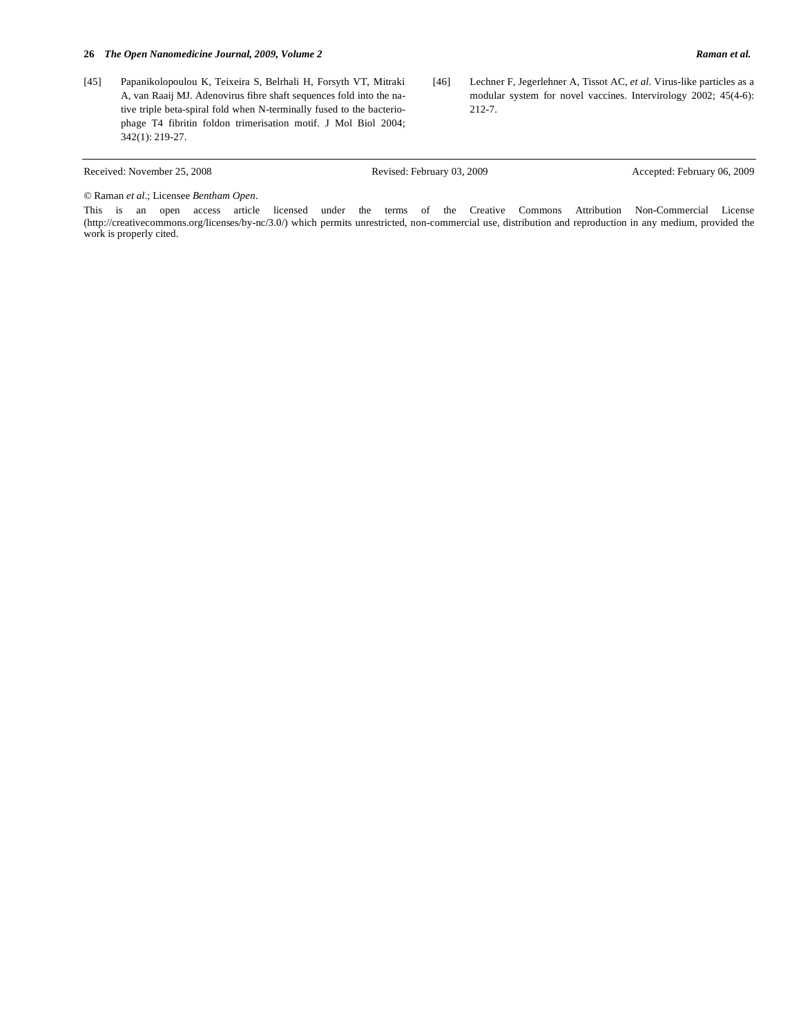[45] Papanikolopoulou K, Teixeira S, Belrhali H, Forsyth VT, Mitraki A, van Raaij MJ. Adenovirus fibre shaft sequences fold into the native triple beta-spiral fold when N-terminally fused to the bacteriophage T4 fibritin foldon trimerisation motif. J Mol Biol 2004; 342(1): 219-27.

[46] Lechner F, Jegerlehner A, Tissot AC, *et al*. Virus-like particles as a modular system for novel vaccines. Intervirology 2002; 45(4-6): 212-7.

---

Received: November 25, 2008 Revised: February 03, 2009 Accepted: February 06, 2009

© Raman *et al*.; Licensee *Bentham Open*.

This is an open access article licensed under the terms of the Creative Commons Attribution Non-Commercial License (http://creativecommons.org/licenses/by-nc/3.0/) which permits unrestricted, non-commercial use, distribution and reproduction in any medium, provided the work is properly cited.